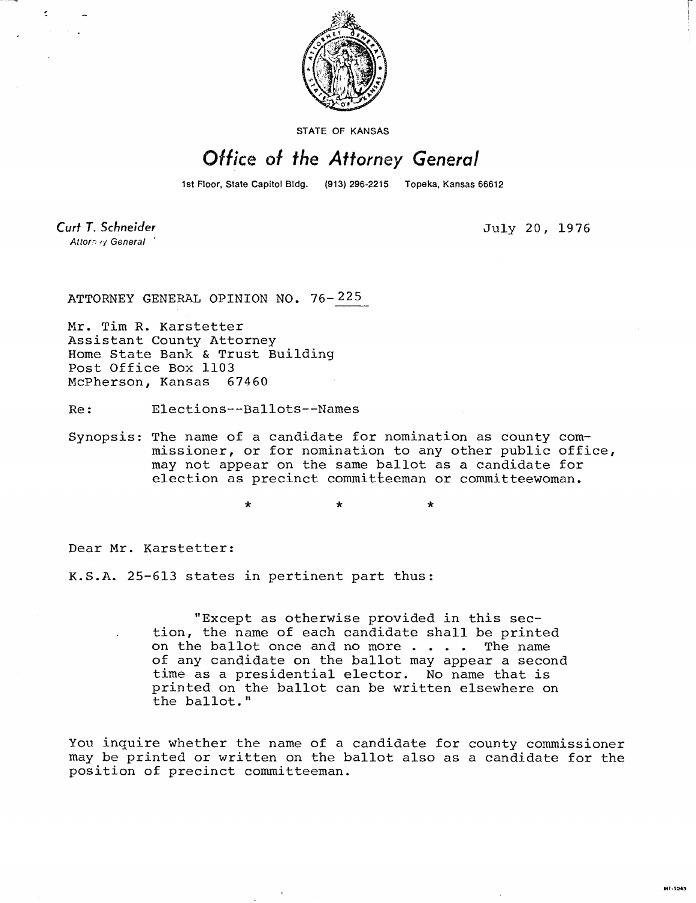STATE OF KANSAS

# Office of the Attorney General

1st Floor, State Capitol Bldg. (913) 296-2215 Topeka, Kansas 66612

*Curt T. Schneider*
*Attorney General*

July 20, 1976

ATTORNEY GENERAL OPINION NO. 76-225

Mr. Tim R. Karstetter
Assistant County Attorney
Home State Bank & Trust Building
Post Office Box 1103
McPherson, Kansas 67460

Re: Elections--Ballots--Names

Synopsis: The name of a candidate for nomination as county commissioner, or for nomination to any other public office, may not appear on the same ballot as a candidate for election as precinct committeeman or committeewoman.

\* \* \*

Dear Mr. Karstetter:

K.S.A. 25-613 states in pertinent part thus:

> "Except as otherwise provided in this section, the name of each candidate shall be printed on the ballot once and no more . . . . The name of any candidate on the ballot may appear a second time as a presidential elector. No name that is printed on the ballot can be written elsewhere on the ballot."

You inquire whether the name of a candidate for county commissioner may be printed or written on the ballot also as a candidate for the position of precinct committeeman.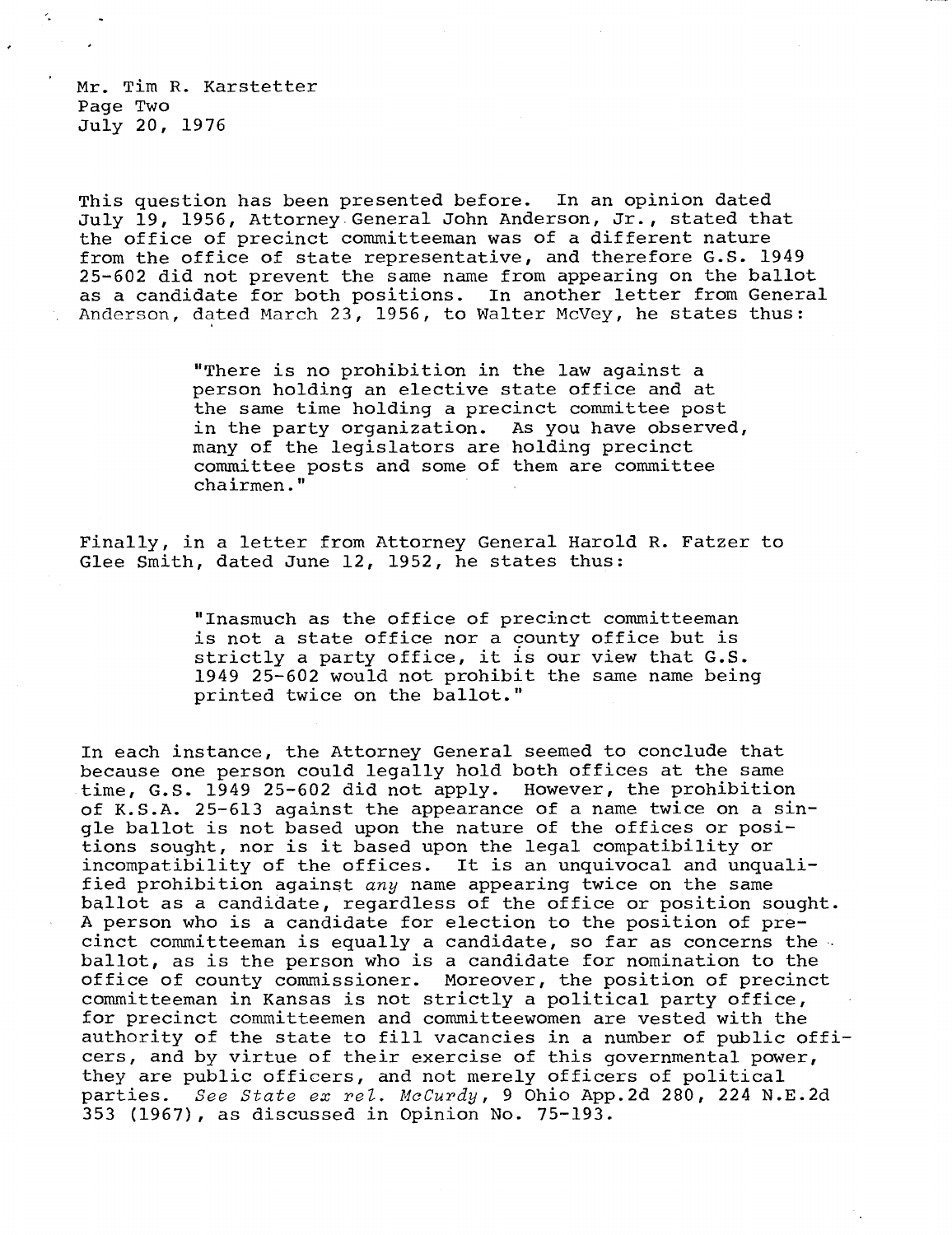Mr. Tim R. Karstetter
Page Two
July 20, 1976

This question has been presented before. In an opinion dated July 19, 1956, Attorney General John Anderson, Jr., stated that the office of precinct committeeman was of a different nature from the office of state representative, and therefore G.S. 1949 25-602 did not prevent the same name from appearing on the ballot as a candidate for both positions. In another letter from General Anderson, dated March 23, 1956, to Walter McVey, he states thus:

> "There is no prohibition in the law against a person holding an elective state office and at the same time holding a precinct committee post in the party organization. As you have observed, many of the legislators are holding precinct committee posts and some of them are committee chairmen."

Finally, in a letter from Attorney General Harold R. Fatzer to Glee Smith, dated June 12, 1952, he states thus:

> "Inasmuch as the office of precinct committeeman is not a state office nor a county office but is strictly a party office, it is our view that G.S. 1949 25-602 would not prohibit the same name being printed twice on the ballot."

In each instance, the Attorney General seemed to conclude that because one person could legally hold both offices at the same time, G.S. 1949 25-602 did not apply. However, the prohibition of K.S.A. 25-613 against the appearance of a name twice on a single ballot is not based upon the nature of the offices or positions sought, nor is it based upon the legal compatibility or incompatibility of the offices. It is an unquivocal and unqualified prohibition against *any* name appearing twice on the same ballot as a candidate, regardless of the office or position sought. A person who is a candidate for election to the position of precinct committeeman is equally a candidate, so far as concerns the ballot, as is the person who is a candidate for nomination to the office of county commissioner. Moreover, the position of precinct committeeman in Kansas is not strictly a political party office, for precinct committeemen and committeewomen are vested with the authority of the state to fill vacancies in a number of public officers, and by virtue of their exercise of this governmental power, they are public officers, and not merely officers of political parties. *See State ex rel. McCurdy*, 9 Ohio App.2d 280, 224 N.E.2d 353 (1967), as discussed in Opinion No. 75-193.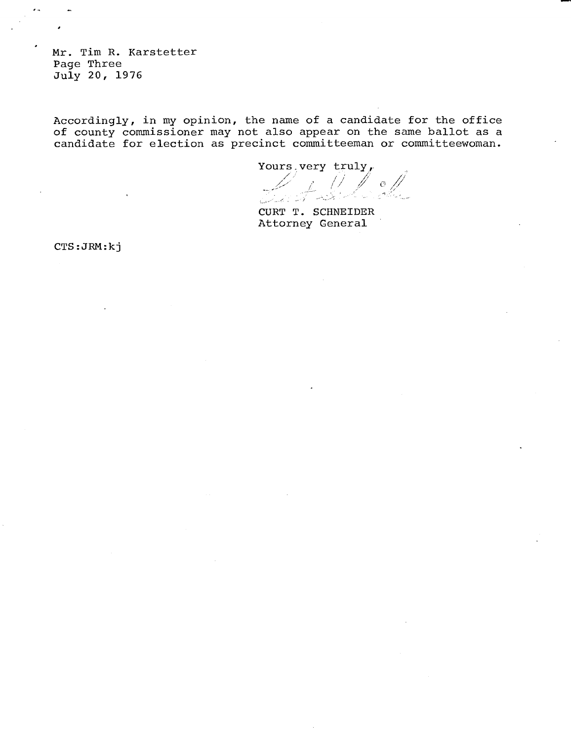Mr. Tim R. Karstetter
Page Three
July 20, 1976

Accordingly, in my opinion, the name of a candidate for the office of county commissioner may not also appear on the same ballot as a candidate for election as precinct committeeman or committeewoman.

Yours very truly,

CURT T. SCHNEIDER
Attorney General

CTS:JRM:kj